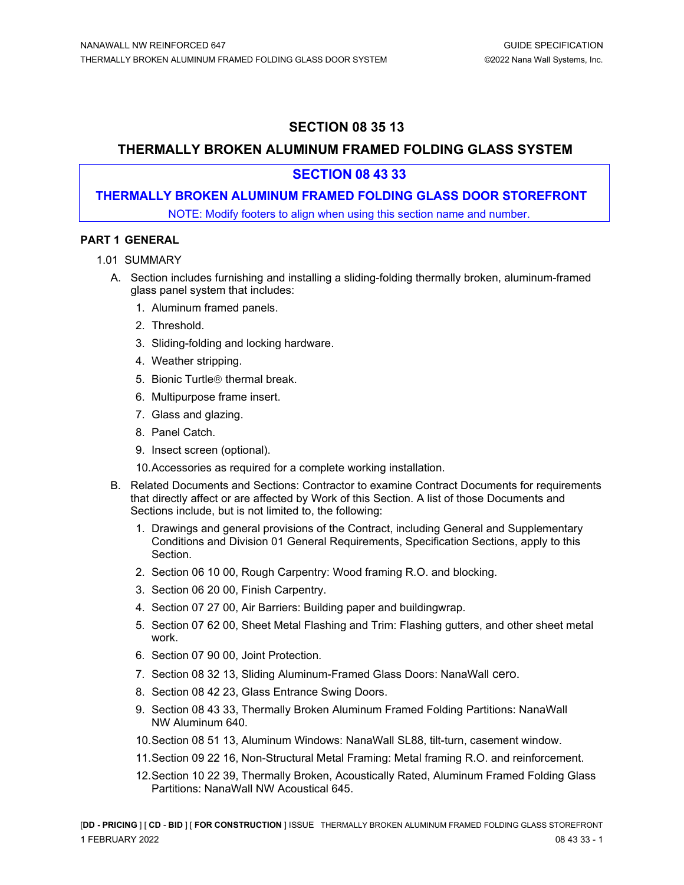# SECTION 08 35 13

# THERMALLY BROKEN ALUMINUM FRAMED FOLDING GLASS SYSTEM

## SECTION 08 43 33

## THERMALLY BROKEN ALUMINUM FRAMED FOLDING GLASS DOOR STOREFRONT

NOTE: Modify footers to align when using this section name and number.

## PART 1 GENERAL

### 1.01 SUMMARY

A. Section includes furnishing and installing a sliding-folding thermally broken, aluminum-framed glass panel system that includes:

1. Aluminum framed panels.
2. Threshold.
3. Sliding-folding and locking hardware.
4. Weather stripping.
5. Bionic Turtle® thermal break.
6. Multipurpose frame insert.
7. Glass and glazing.
8. Panel Catch.
9. Insect screen (optional).
10. Accessories as required for a complete working installation.

B. Related Documents and Sections: Contractor to examine Contract Documents for requirements that directly affect or are affected by Work of this Section. A list of those Documents and Sections include, but is not limited to, the following:

1. Drawings and general provisions of the Contract, including General and Supplementary Conditions and Division 01 General Requirements, Specification Sections, apply to this Section.
2. Section 06 10 00, Rough Carpentry: Wood framing R.O. and blocking.
3. Section 06 20 00, Finish Carpentry.
4. Section 07 27 00, Air Barriers: Building paper and buildingwrap.
5. Section 07 62 00, Sheet Metal Flashing and Trim: Flashing gutters, and other sheet metal work.
6. Section 07 90 00, Joint Protection.
7. Section 08 32 13, Sliding Aluminum-Framed Glass Doors: NanaWall cero.
8. Section 08 42 23, Glass Entrance Swing Doors.
9. Section 08 43 33, Thermally Broken Aluminum Framed Folding Partitions: NanaWall NW Aluminum 640.
10. Section 08 51 13, Aluminum Windows: NanaWall SL88, tilt-turn, casement window.
11. Section 09 22 16, Non-Structural Metal Framing: Metal framing R.O. and reinforcement.
12. Section 10 22 39, Thermally Broken, Acoustically Rated, Aluminum Framed Folding Glass Partitions: NanaWall NW Acoustical 645.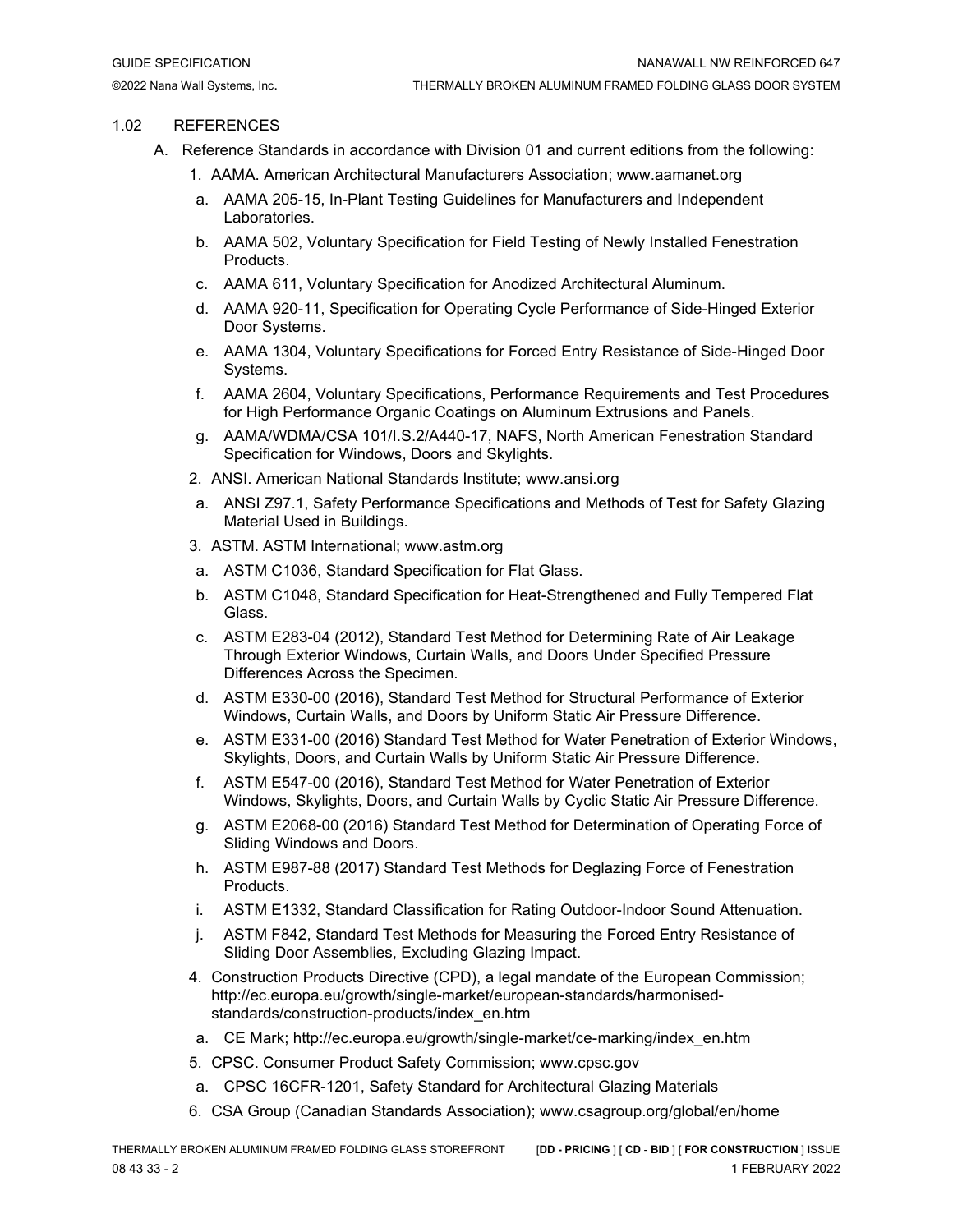## 1.02 REFERENCES

A. Reference Standards in accordance with Division 01 and current editions from the following:

1. AAMA. American Architectural Manufacturers Association; www.aamanet.org
   a. AAMA 205-15, In-Plant Testing Guidelines for Manufacturers and Independent Laboratories.
   b. AAMA 502, Voluntary Specification for Field Testing of Newly Installed Fenestration Products.
   c. AAMA 611, Voluntary Specification for Anodized Architectural Aluminum.
   d. AAMA 920-11, Specification for Operating Cycle Performance of Side-Hinged Exterior Door Systems.
   e. AAMA 1304, Voluntary Specifications for Forced Entry Resistance of Side-Hinged Door Systems.
   f. AAMA 2604, Voluntary Specifications, Performance Requirements and Test Procedures for High Performance Organic Coatings on Aluminum Extrusions and Panels.
   g. AAMA/WDMA/CSA 101/I.S.2/A440-17, NAFS, North American Fenestration Standard Specification for Windows, Doors and Skylights.
2. ANSI. American National Standards Institute; www.ansi.org
   a. ANSI Z97.1, Safety Performance Specifications and Methods of Test for Safety Glazing Material Used in Buildings.
3. ASTM. ASTM International; www.astm.org
   a. ASTM C1036, Standard Specification for Flat Glass.
   b. ASTM C1048, Standard Specification for Heat-Strengthened and Fully Tempered Flat Glass.
   c. ASTM E283-04 (2012), Standard Test Method for Determining Rate of Air Leakage Through Exterior Windows, Curtain Walls, and Doors Under Specified Pressure Differences Across the Specimen.
   d. ASTM E330-00 (2016), Standard Test Method for Structural Performance of Exterior Windows, Curtain Walls, and Doors by Uniform Static Air Pressure Difference.
   e. ASTM E331-00 (2016) Standard Test Method for Water Penetration of Exterior Windows, Skylights, Doors, and Curtain Walls by Uniform Static Air Pressure Difference.
   f. ASTM E547-00 (2016), Standard Test Method for Water Penetration of Exterior Windows, Skylights, Doors, and Curtain Walls by Cyclic Static Air Pressure Difference.
   g. ASTM E2068-00 (2016) Standard Test Method for Determination of Operating Force of Sliding Windows and Doors.
   h. ASTM E987-88 (2017) Standard Test Methods for Deglazing Force of Fenestration Products.
   i. ASTM E1332, Standard Classification for Rating Outdoor-Indoor Sound Attenuation.
   j. ASTM F842, Standard Test Methods for Measuring the Forced Entry Resistance of Sliding Door Assemblies, Excluding Glazing Impact.
4. Construction Products Directive (CPD), a legal mandate of the European Commission; http://ec.europa.eu/growth/single-market/european-standards/harmonised-standards/construction-products/index_en.htm
   a. CE Mark; http://ec.europa.eu/growth/single-market/ce-marking/index_en.htm
5. CPSC. Consumer Product Safety Commission; www.cpsc.gov
   a. CPSC 16CFR-1201, Safety Standard for Architectural Glazing Materials
6. CSA Group (Canadian Standards Association); www.csagroup.org/global/en/home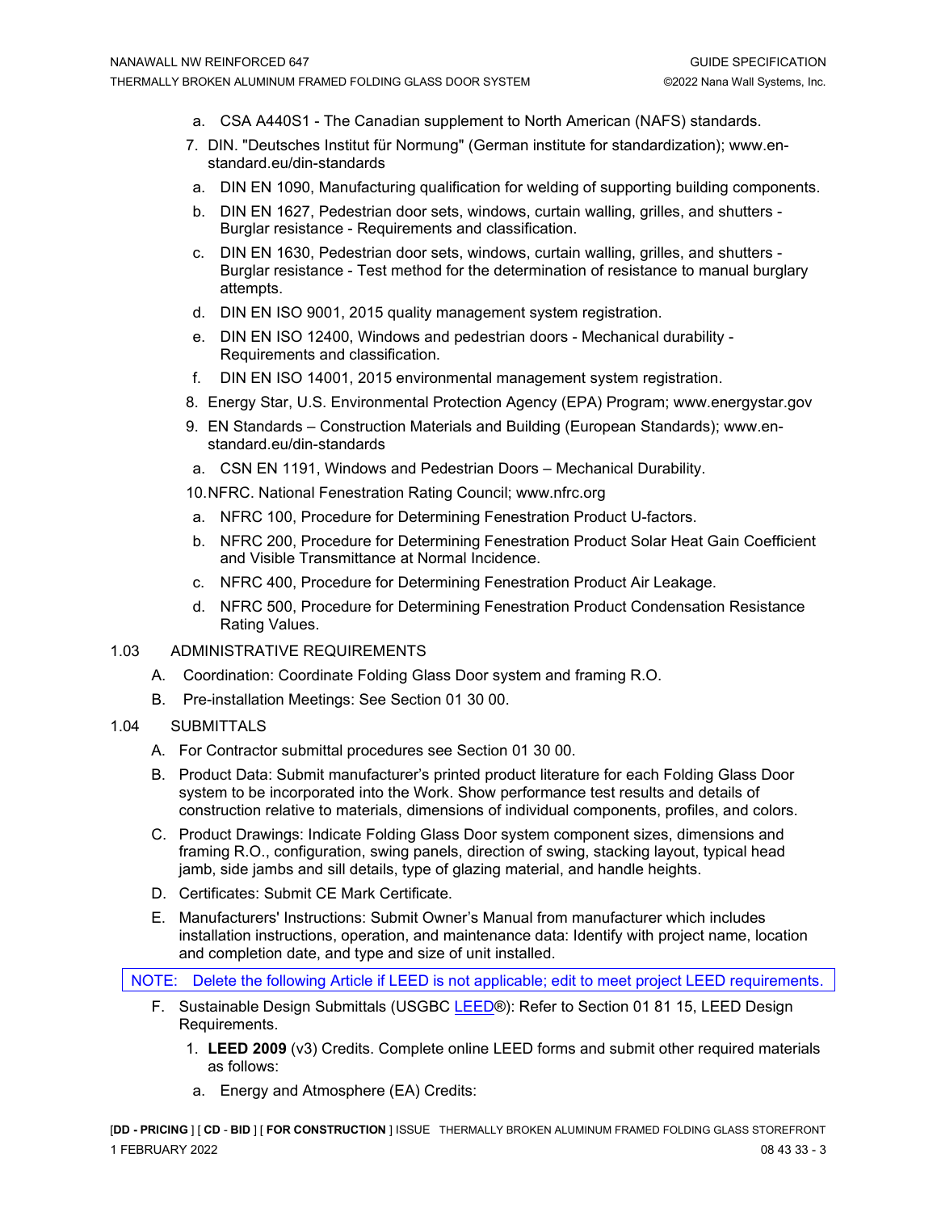a. CSA A440S1 - The Canadian supplement to North American (NAFS) standards.

7. DIN. "Deutsches Institut für Normung" (German institute for standardization); www.en-standard.eu/din-standards

   a. DIN EN 1090, Manufacturing qualification for welding of supporting building components.

   b. DIN EN 1627, Pedestrian door sets, windows, curtain walling, grilles, and shutters - Burglar resistance - Requirements and classification.

   c. DIN EN 1630, Pedestrian door sets, windows, curtain walling, grilles, and shutters - Burglar resistance - Test method for the determination of resistance to manual burglary attempts.

   d. DIN EN ISO 9001, 2015 quality management system registration.

   e. DIN EN ISO 12400, Windows and pedestrian doors - Mechanical durability - Requirements and classification.

   f. DIN EN ISO 14001, 2015 environmental management system registration.

8. Energy Star, U.S. Environmental Protection Agency (EPA) Program; www.energystar.gov

9. EN Standards – Construction Materials and Building (European Standards); www.en-standard.eu/din-standards

   a. CSN EN 1191, Windows and Pedestrian Doors – Mechanical Durability.

10. NFRC. National Fenestration Rating Council; www.nfrc.org

   a. NFRC 100, Procedure for Determining Fenestration Product U-factors.

   b. NFRC 200, Procedure for Determining Fenestration Product Solar Heat Gain Coefficient and Visible Transmittance at Normal Incidence.

   c. NFRC 400, Procedure for Determining Fenestration Product Air Leakage.

   d. NFRC 500, Procedure for Determining Fenestration Product Condensation Resistance Rating Values.

## 1.03 ADMINISTRATIVE REQUIREMENTS

A. Coordination: Coordinate Folding Glass Door system and framing R.O.

B. Pre-installation Meetings: See Section 01 30 00.

## 1.04 SUBMITTALS

A. For Contractor submittal procedures see Section 01 30 00.

B. Product Data: Submit manufacturer's printed product literature for each Folding Glass Door system to be incorporated into the Work. Show performance test results and details of construction relative to materials, dimensions of individual components, profiles, and colors.

C. Product Drawings: Indicate Folding Glass Door system component sizes, dimensions and framing R.O., configuration, swing panels, direction of swing, stacking layout, typical head jamb, side jambs and sill details, type of glazing material, and handle heights.

D. Certificates: Submit CE Mark Certificate.

E. Manufacturers' Instructions: Submit Owner's Manual from manufacturer which includes installation instructions, operation, and maintenance data: Identify with project name, location and completion date, and type and size of unit installed.

NOTE: Delete the following Article if LEED is not applicable; edit to meet project LEED requirements.

F. Sustainable Design Submittals (USGBC LEED®): Refer to Section 01 81 15, LEED Design Requirements.

   1. **LEED 2009** (v3) Credits. Complete online LEED forms and submit other required materials as follows:

      a. Energy and Atmosphere (EA) Credits: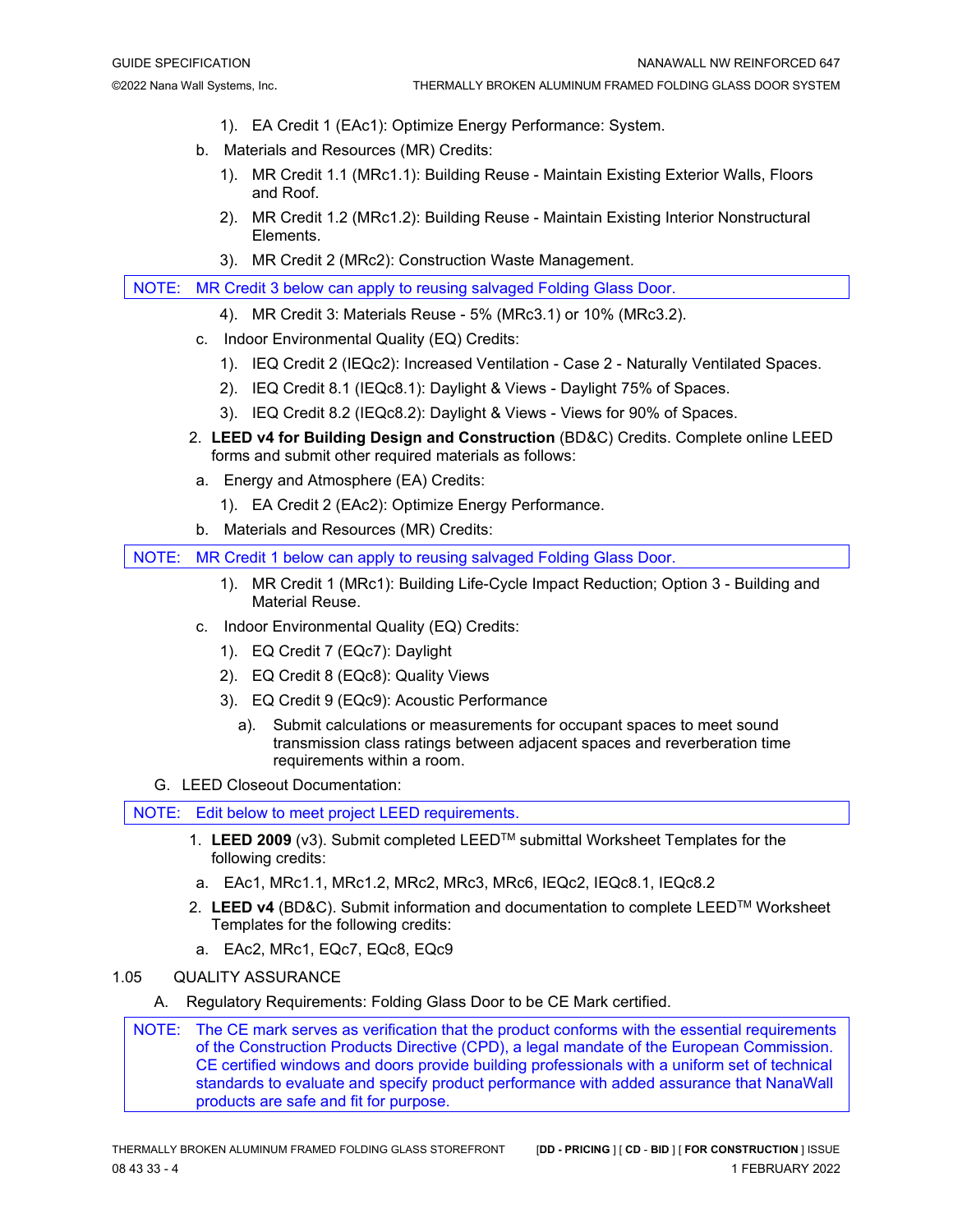1). EA Credit 1 (EAc1): Optimize Energy Performance: System.

b. Materials and Resources (MR) Credits:

1). MR Credit 1.1 (MRc1.1): Building Reuse - Maintain Existing Exterior Walls, Floors and Roof.

2). MR Credit 1.2 (MRc1.2): Building Reuse - Maintain Existing Interior Nonstructural Elements.

3). MR Credit 2 (MRc2): Construction Waste Management.

NOTE: MR Credit 3 below can apply to reusing salvaged Folding Glass Door.

4). MR Credit 3: Materials Reuse - 5% (MRc3.1) or 10% (MRc3.2).

c. Indoor Environmental Quality (EQ) Credits:

1). IEQ Credit 2 (IEQc2): Increased Ventilation - Case 2 - Naturally Ventilated Spaces.

2). IEQ Credit 8.1 (IEQc8.1): Daylight & Views - Daylight 75% of Spaces.

3). IEQ Credit 8.2 (IEQc8.2): Daylight & Views - Views for 90% of Spaces.

2. **LEED v4 for Building Design and Construction** (BD&C) Credits. Complete online LEED forms and submit other required materials as follows:

a. Energy and Atmosphere (EA) Credits:

1). EA Credit 2 (EAc2): Optimize Energy Performance.

b. Materials and Resources (MR) Credits:

NOTE: MR Credit 1 below can apply to reusing salvaged Folding Glass Door.

1). MR Credit 1 (MRc1): Building Life-Cycle Impact Reduction; Option 3 - Building and Material Reuse.

c. Indoor Environmental Quality (EQ) Credits:

1). EQ Credit 7 (EQc7): Daylight

2). EQ Credit 8 (EQc8): Quality Views

3). EQ Credit 9 (EQc9): Acoustic Performance

a). Submit calculations or measurements for occupant spaces to meet sound transmission class ratings between adjacent spaces and reverberation time requirements within a room.

G. LEED Closeout Documentation:

NOTE: Edit below to meet project LEED requirements.

1. **LEED 2009** (v3). Submit completed LEED™ submittal Worksheet Templates for the following credits:

a. EAc1, MRc1.1, MRc1.2, MRc2, MRc3, MRc6, IEQc2, IEQc8.1, IEQc8.2

2. **LEED v4** (BD&C). Submit information and documentation to complete LEED™ Worksheet Templates for the following credits:

a. EAc2, MRc1, EQc7, EQc8, EQc9

1.05 QUALITY ASSURANCE

A. Regulatory Requirements: Folding Glass Door to be CE Mark certified.

NOTE: The CE mark serves as verification that the product conforms with the essential requirements of the Construction Products Directive (CPD), a legal mandate of the European Commission. CE certified windows and doors provide building professionals with a uniform set of technical standards to evaluate and specify product performance with added assurance that NanaWall products are safe and fit for purpose.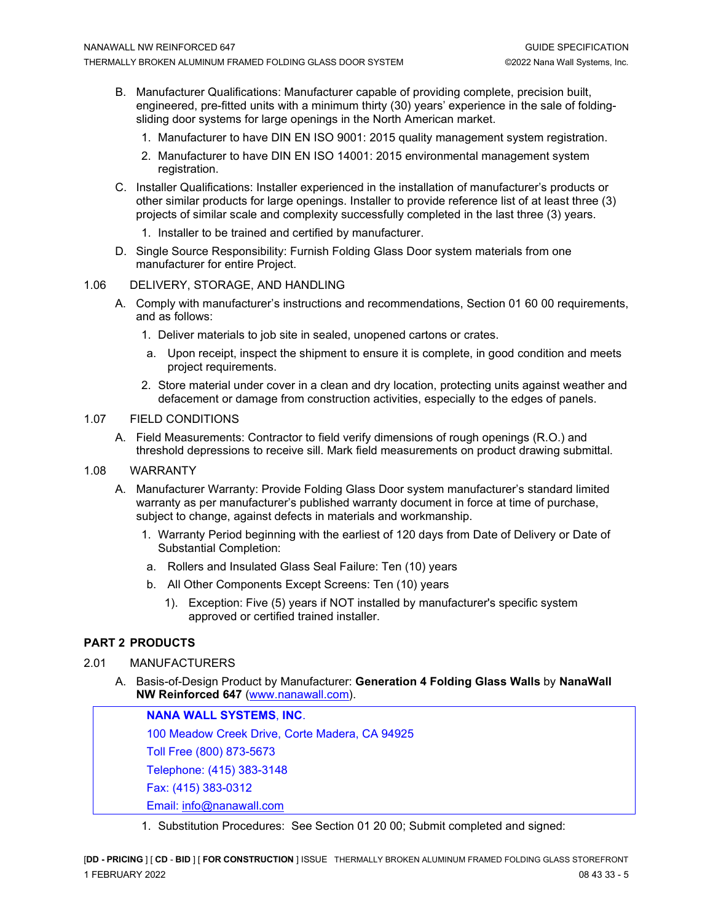B. Manufacturer Qualifications: Manufacturer capable of providing complete, precision built, engineered, pre-fitted units with a minimum thirty (30) years' experience in the sale of folding-sliding door systems for large openings in the North American market.

   1. Manufacturer to have DIN EN ISO 9001: 2015 quality management system registration.

   2. Manufacturer to have DIN EN ISO 14001: 2015 environmental management system registration.

C. Installer Qualifications: Installer experienced in the installation of manufacturer's products or other similar products for large openings. Installer to provide reference list of at least three (3) projects of similar scale and complexity successfully completed in the last three (3) years.

   1. Installer to be trained and certified by manufacturer.

D. Single Source Responsibility: Furnish Folding Glass Door system materials from one manufacturer for entire Project.

1.06 DELIVERY, STORAGE, AND HANDLING

A. Comply with manufacturer's instructions and recommendations, Section 01 60 00 requirements, and as follows:

   1. Deliver materials to job site in sealed, unopened cartons or crates.

      a. Upon receipt, inspect the shipment to ensure it is complete, in good condition and meets project requirements.

   2. Store material under cover in a clean and dry location, protecting units against weather and defacement or damage from construction activities, especially to the edges of panels.

1.07 FIELD CONDITIONS

A. Field Measurements: Contractor to field verify dimensions of rough openings (R.O.) and threshold depressions to receive sill. Mark field measurements on product drawing submittal.

1.08 WARRANTY

A. Manufacturer Warranty: Provide Folding Glass Door system manufacturer's standard limited warranty as per manufacturer's published warranty document in force at time of purchase, subject to change, against defects in materials and workmanship.

   1. Warranty Period beginning with the earliest of 120 days from Date of Delivery or Date of Substantial Completion:

      a. Rollers and Insulated Glass Seal Failure: Ten (10) years

      b. All Other Components Except Screens: Ten (10) years

         1). Exception: Five (5) years if NOT installed by manufacturer's specific system approved or certified trained installer.

## PART 2 PRODUCTS

2.01 MANUFACTURERS

A. Basis-of-Design Product by Manufacturer: **Generation 4 Folding Glass Walls** by **NanaWall NW Reinforced 647** (www.nanawall.com).

> **NANA WALL SYSTEMS, INC.**
> 100 Meadow Creek Drive, Corte Madera, CA 94925
> Toll Free (800) 873-5673
> Telephone: (415) 383-3148
> Fax: (415) 383-0312
> Email: info@nanawall.com

   1. Substitution Procedures: See Section 01 20 00; Submit completed and signed: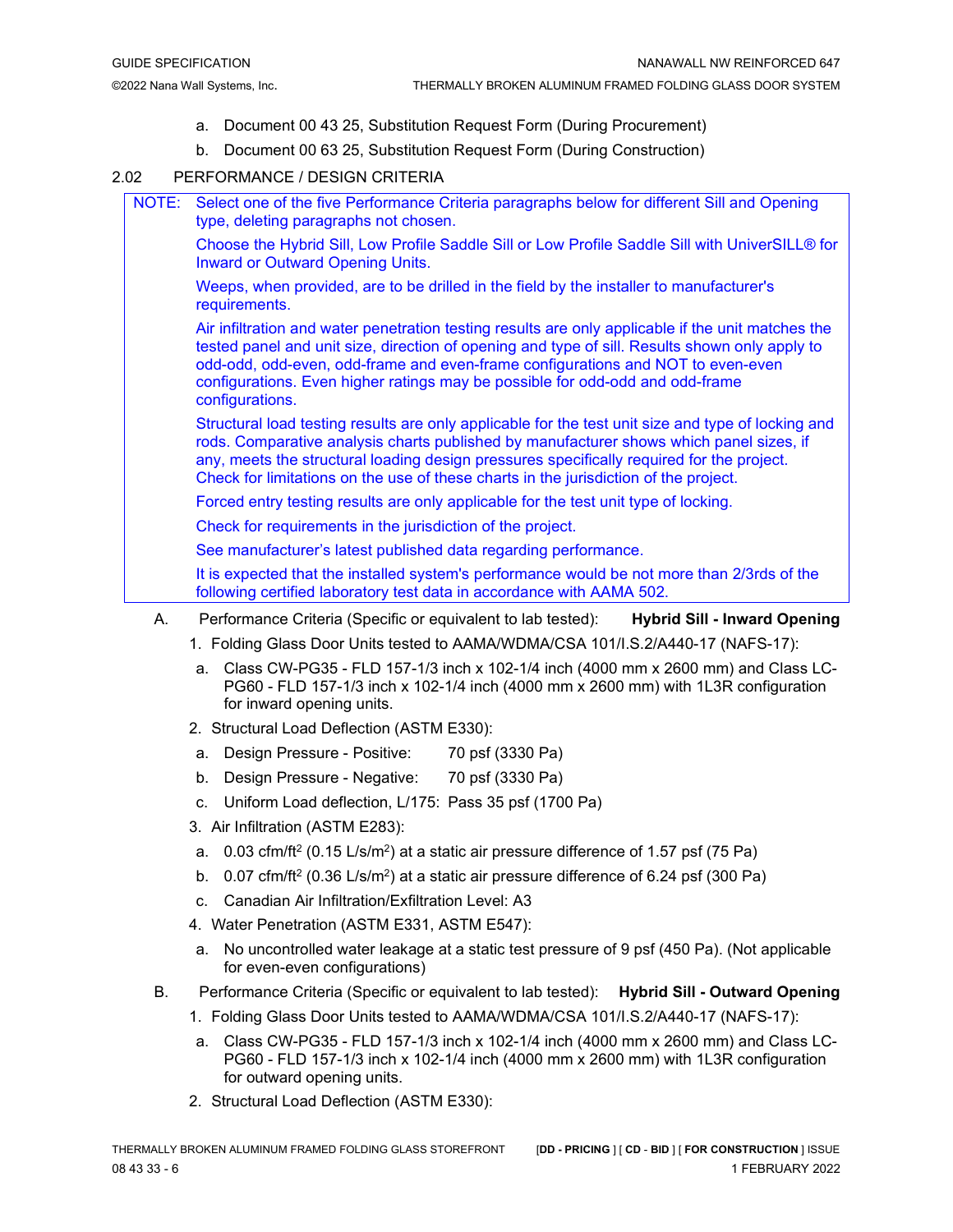a. Document 00 43 25, Substitution Request Form (During Procurement)

b. Document 00 63 25, Substitution Request Form (During Construction)

## 2.02 PERFORMANCE / DESIGN CRITERIA

> NOTE: Select one of the five Performance Criteria paragraphs below for different Sill and Opening type, deleting paragraphs not chosen.
>
> Choose the Hybrid Sill, Low Profile Saddle Sill or Low Profile Saddle Sill with UniverSILL® for Inward or Outward Opening Units.
>
> Weeps, when provided, are to be drilled in the field by the installer to manufacturer's requirements.
>
> Air infiltration and water penetration testing results are only applicable if the unit matches the tested panel and unit size, direction of opening and type of sill. Results shown only apply to odd-odd, odd-even, odd-frame and even-frame configurations and NOT to even-even configurations. Even higher ratings may be possible for odd-odd and odd-frame configurations.
>
> Structural load testing results are only applicable for the test unit size and type of locking and rods. Comparative analysis charts published by manufacturer shows which panel sizes, if any, meets the structural loading design pressures specifically required for the project. Check for limitations on the use of these charts in the jurisdiction of the project.
>
> Forced entry testing results are only applicable for the test unit type of locking.
>
> Check for requirements in the jurisdiction of the project.
>
> See manufacturer's latest published data regarding performance.
>
> It is expected that the installed system's performance would be not more than 2/3rds of the following certified laboratory test data in accordance with AAMA 502.

A. Performance Criteria (Specific or equivalent to lab tested): **Hybrid Sill - Inward Opening**

1. Folding Glass Door Units tested to AAMA/WDMA/CSA 101/I.S.2/A440-17 (NAFS-17):
   a. Class CW-PG35 - FLD 157-1/3 inch x 102-1/4 inch (4000 mm x 2600 mm) and Class LC-PG60 - FLD 157-1/3 inch x 102-1/4 inch (4000 mm x 2600 mm) with 1L3R configuration for inward opening units.
2. Structural Load Deflection (ASTM E330):
   a. Design Pressure - Positive: 70 psf (3330 Pa)
   b. Design Pressure - Negative: 70 psf (3330 Pa)
   c. Uniform Load deflection, L/175: Pass 35 psf (1700 Pa)
3. Air Infiltration (ASTM E283):
   a. 0.03 cfm/ft$^2$ (0.15 L/s/m$^2$) at a static air pressure difference of 1.57 psf (75 Pa)
   b. 0.07 cfm/ft$^2$ (0.36 L/s/m$^2$) at a static air pressure difference of 6.24 psf (300 Pa)
   c. Canadian Air Infiltration/Exfiltration Level: A3
4. Water Penetration (ASTM E331, ASTM E547):
   a. No uncontrolled water leakage at a static test pressure of 9 psf (450 Pa). (Not applicable for even-even configurations)

B. Performance Criteria (Specific or equivalent to lab tested): **Hybrid Sill - Outward Opening**

1. Folding Glass Door Units tested to AAMA/WDMA/CSA 101/I.S.2/A440-17 (NAFS-17):
   a. Class CW-PG35 - FLD 157-1/3 inch x 102-1/4 inch (4000 mm x 2600 mm) and Class LC-PG60 - FLD 157-1/3 inch x 102-1/4 inch (4000 mm x 2600 mm) with 1L3R configuration for outward opening units.
2. Structural Load Deflection (ASTM E330):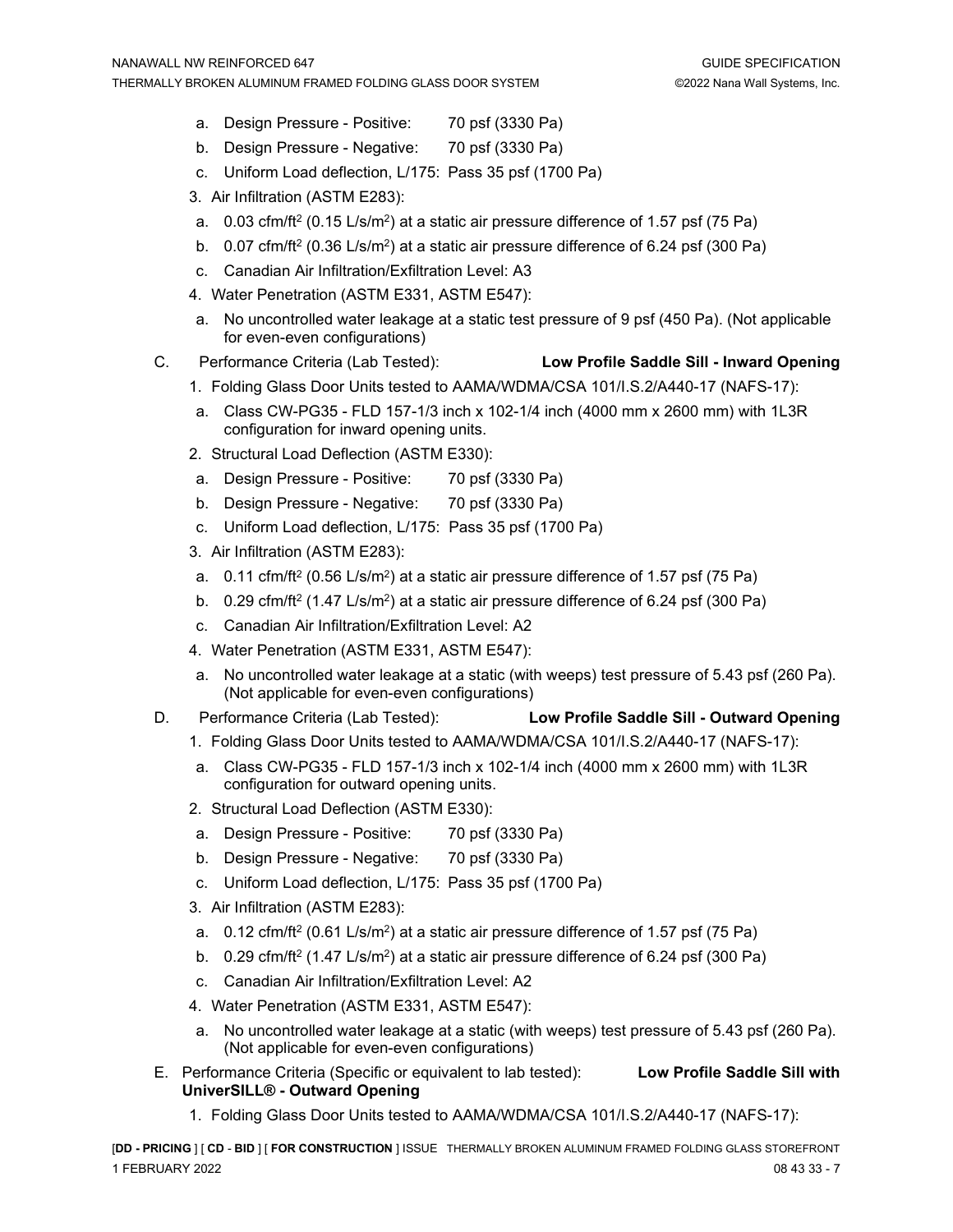a. Design Pressure - Positive: 70 psf (3330 Pa)
b. Design Pressure - Negative: 70 psf (3330 Pa)
c. Uniform Load deflection, L/175: Pass 35 psf (1700 Pa)

3. Air Infiltration (ASTM E283):
   a. 0.03 cfm/ft$^2$ (0.15 L/s/m$^2$) at a static air pressure difference of 1.57 psf (75 Pa)
   b. 0.07 cfm/ft$^2$ (0.36 L/s/m$^2$) at a static air pressure difference of 6.24 psf (300 Pa)
   c. Canadian Air Infiltration/Exfiltration Level: A3
4. Water Penetration (ASTM E331, ASTM E547):
   a. No uncontrolled water leakage at a static test pressure of 9 psf (450 Pa). (Not applicable for even-even configurations)

C. Performance Criteria (Lab Tested): **Low Profile Saddle Sill - Inward Opening**

1. Folding Glass Door Units tested to AAMA/WDMA/CSA 101/I.S.2/A440-17 (NAFS-17):
   a. Class CW-PG35 - FLD 157-1/3 inch x 102-1/4 inch (4000 mm x 2600 mm) with 1L3R configuration for inward opening units.
2. Structural Load Deflection (ASTM E330):
   a. Design Pressure - Positive: 70 psf (3330 Pa)
   b. Design Pressure - Negative: 70 psf (3330 Pa)
   c. Uniform Load deflection, L/175: Pass 35 psf (1700 Pa)
3. Air Infiltration (ASTM E283):
   a. 0.11 cfm/ft$^2$ (0.56 L/s/m$^2$) at a static air pressure difference of 1.57 psf (75 Pa)
   b. 0.29 cfm/ft$^2$ (1.47 L/s/m$^2$) at a static air pressure difference of 6.24 psf (300 Pa)
   c. Canadian Air Infiltration/Exfiltration Level: A2
4. Water Penetration (ASTM E331, ASTM E547):
   a. No uncontrolled water leakage at a static (with weeps) test pressure of 5.43 psf (260 Pa). (Not applicable for even-even configurations)

D. Performance Criteria (Lab Tested): **Low Profile Saddle Sill - Outward Opening**

1. Folding Glass Door Units tested to AAMA/WDMA/CSA 101/I.S.2/A440-17 (NAFS-17):
   a. Class CW-PG35 - FLD 157-1/3 inch x 102-1/4 inch (4000 mm x 2600 mm) with 1L3R configuration for outward opening units.
2. Structural Load Deflection (ASTM E330):
   a. Design Pressure - Positive: 70 psf (3330 Pa)
   b. Design Pressure - Negative: 70 psf (3330 Pa)
   c. Uniform Load deflection, L/175: Pass 35 psf (1700 Pa)
3. Air Infiltration (ASTM E283):
   a. 0.12 cfm/ft$^2$ (0.61 L/s/m$^2$) at a static air pressure difference of 1.57 psf (75 Pa)
   b. 0.29 cfm/ft$^2$ (1.47 L/s/m$^2$) at a static air pressure difference of 6.24 psf (300 Pa)
   c. Canadian Air Infiltration/Exfiltration Level: A2
4. Water Penetration (ASTM E331, ASTM E547):
   a. No uncontrolled water leakage at a static (with weeps) test pressure of 5.43 psf (260 Pa). (Not applicable for even-even configurations)

E. Performance Criteria (Specific or equivalent to lab tested): **Low Profile Saddle Sill with UniverSILL® - Outward Opening**

1. Folding Glass Door Units tested to AAMA/WDMA/CSA 101/I.S.2/A440-17 (NAFS-17):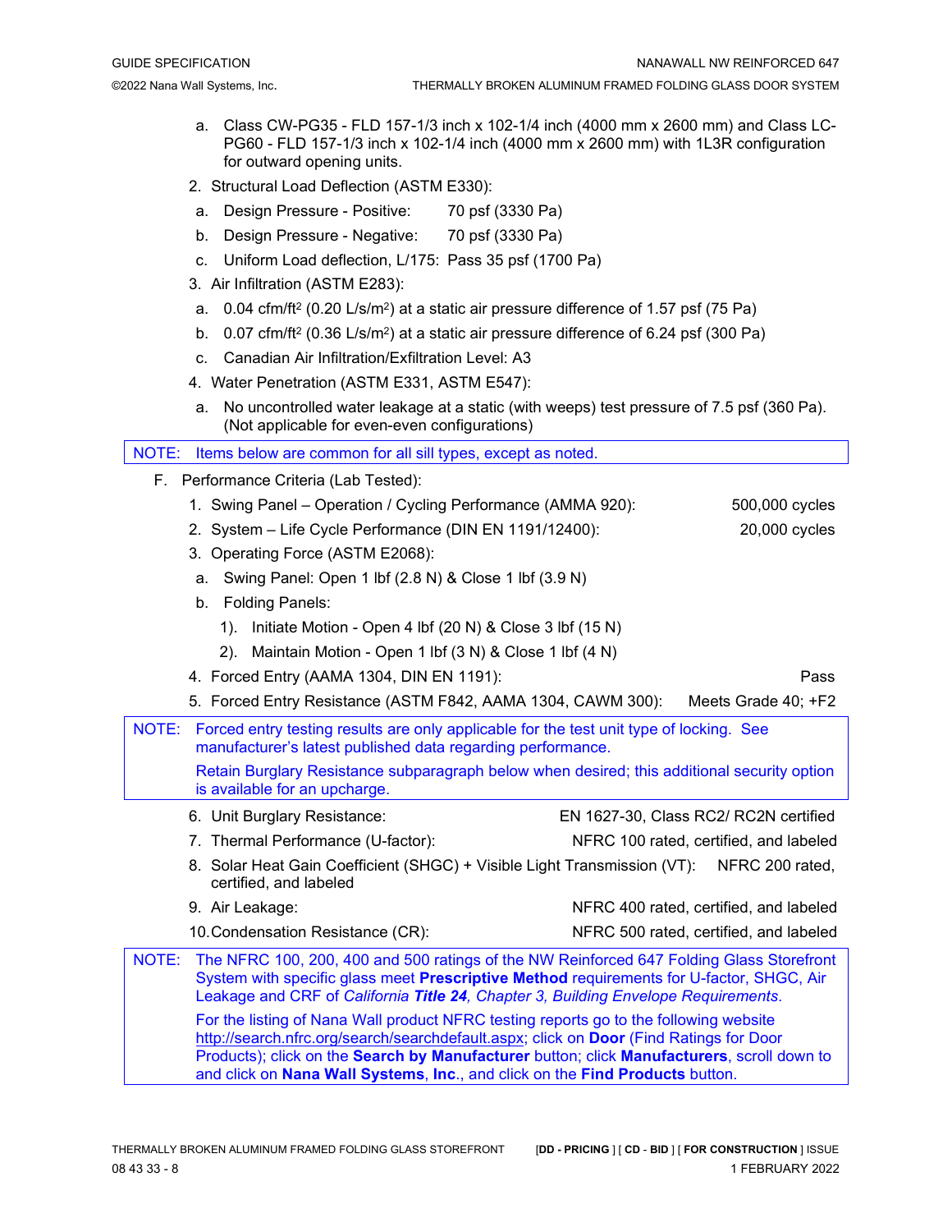a. Class CW-PG35 - FLD 157-1/3 inch x 102-1/4 inch (4000 mm x 2600 mm) and Class LC-PG60 - FLD 157-1/3 inch x 102-1/4 inch (4000 mm x 2600 mm) with 1L3R configuration for outward opening units.

2. Structural Load Deflection (ASTM E330):
   a. Design Pressure - Positive: 70 psf (3330 Pa)
   b. Design Pressure - Negative: 70 psf (3330 Pa)
   c. Uniform Load deflection, L/175: Pass 35 psf (1700 Pa)
3. Air Infiltration (ASTM E283):
   a. 0.04 cfm/ft$^2$ (0.20 L/s/m$^2$) at a static air pressure difference of 1.57 psf (75 Pa)
   b. 0.07 cfm/ft$^2$ (0.36 L/s/m$^2$) at a static air pressure difference of 6.24 psf (300 Pa)
   c. Canadian Air Infiltration/Exfiltration Level: A3
4. Water Penetration (ASTM E331, ASTM E547):
   a. No uncontrolled water leakage at a static (with weeps) test pressure of 7.5 psf (360 Pa). (Not applicable for even-even configurations)

NOTE: Items below are common for all sill types, except as noted.

F. Performance Criteria (Lab Tested):
   1. Swing Panel – Operation / Cycling Performance (AMMA 920): 500,000 cycles
   2. System – Life Cycle Performance (DIN EN 1191/12400): 20,000 cycles
   3. Operating Force (ASTM E2068):
      a. Swing Panel: Open 1 lbf (2.8 N) & Close 1 lbf (3.9 N)
      b. Folding Panels:
         1). Initiate Motion - Open 4 lbf (20 N) & Close 3 lbf (15 N)
         2). Maintain Motion - Open 1 lbf (3 N) & Close 1 lbf (4 N)
   4. Forced Entry (AAMA 1304, DIN EN 1191): Pass
   5. Forced Entry Resistance (ASTM F842, AAMA 1304, CAWM 300): Meets Grade 40; +F2

NOTE: Forced entry testing results are only applicable for the test unit type of locking. See manufacturer's latest published data regarding performance.

Retain Burglary Resistance subparagraph below when desired; this additional security option is available for an upcharge.

   6. Unit Burglary Resistance: EN 1627-30, Class RC2/ RC2N certified
   7. Thermal Performance (U-factor): NFRC 100 rated, certified, and labeled
   8. Solar Heat Gain Coefficient (SHGC) + Visible Light Transmission (VT): NFRC 200 rated, certified, and labeled
   9. Air Leakage: NFRC 400 rated, certified, and labeled
   10. Condensation Resistance (CR): NFRC 500 rated, certified, and labeled

NOTE: The NFRC 100, 200, 400 and 500 ratings of the NW Reinforced 647 Folding Glass Storefront System with specific glass meet **Prescriptive Method** requirements for U-factor, SHGC, Air Leakage and CRF of *California **Title 24**, Chapter 3, Building Envelope Requirements*.

For the listing of Nana Wall product NFRC testing reports go to the following website http://search.nfrc.org/search/searchdefault.aspx; click on **Door** (Find Ratings for Door Products); click on the **Search by Manufacturer** button; click **Manufacturers**, scroll down to and click on **Nana Wall Systems**, **Inc**., and click on the **Find Products** button.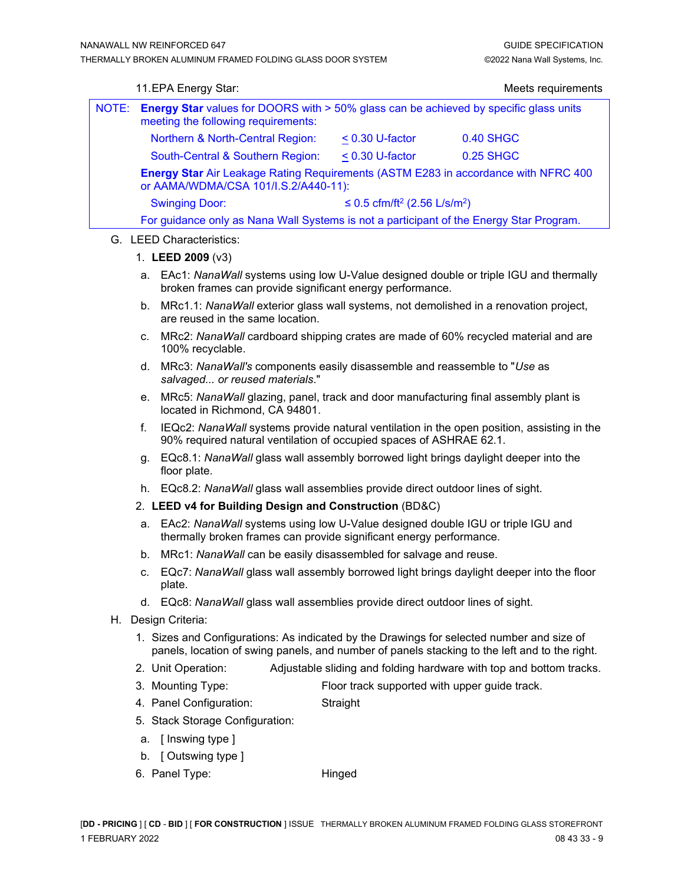11. EPA Energy Star: Meets requirements

NOTE: **Energy Star** values for DOORS with > 50% glass can be achieved by specific glass units meeting the following requirements:

| | | |
|---|---|---|
| Northern & North-Central Region: | ≤ 0.30 U-factor | 0.40 SHGC |
| South-Central & Southern Region: | ≤ 0.30 U-factor | 0.25 SHGC |

**Energy Star** Air Leakage Rating Requirements (ASTM E283 in accordance with NFRC 400 or AAMA/WDMA/CSA 101/I.S.2/A440-11):

Swinging Door: ≤ 0.5 cfm/ft$^2$ (2.56 L/s/m$^2$)

For guidance only as Nana Wall Systems is not a participant of the Energy Star Program.

G. LEED Characteristics:

1. **LEED 2009** (v3)
   a. EAc1: *NanaWall* systems using low U-Value designed double or triple IGU and thermally broken frames can provide significant energy performance.
   b. MRc1.1: *NanaWall* exterior glass wall systems, not demolished in a renovation project, are reused in the same location.
   c. MRc2: *NanaWall* cardboard shipping crates are made of 60% recycled material and are 100% recyclable.
   d. MRc3: *NanaWall's* components easily disassemble and reassemble to "*Use* as *salvaged... or reused materials*."
   e. MRc5: *NanaWall* glazing, panel, track and door manufacturing final assembly plant is located in Richmond, CA 94801.
   f. IEQc2: *NanaWall* systems provide natural ventilation in the open position, assisting in the 90% required natural ventilation of occupied spaces of ASHRAE 62.1.
   g. EQc8.1: *NanaWall* glass wall assembly borrowed light brings daylight deeper into the floor plate.
   h. EQc8.2: *NanaWall* glass wall assemblies provide direct outdoor lines of sight.
2. **LEED v4 for Building Design and Construction** (BD&C)
   a. EAc2: *NanaWall* systems using low U-Value designed double IGU or triple IGU and thermally broken frames can provide significant energy performance.
   b. MRc1: *NanaWall* can be easily disassembled for salvage and reuse.
   c. EQc7: *NanaWall* glass wall assembly borrowed light brings daylight deeper into the floor plate.
   d. EQc8: *NanaWall* glass wall assemblies provide direct outdoor lines of sight.

H. Design Criteria:

1. Sizes and Configurations: As indicated by the Drawings for selected number and size of panels, location of swing panels, and number of panels stacking to the left and to the right.
2. Unit Operation: Adjustable sliding and folding hardware with top and bottom tracks.
3. Mounting Type: Floor track supported with upper guide track.
4. Panel Configuration: Straight
5. Stack Storage Configuration:
   a. [ Inswing type ]
   b. [ Outswing type ]
6. Panel Type: Hinged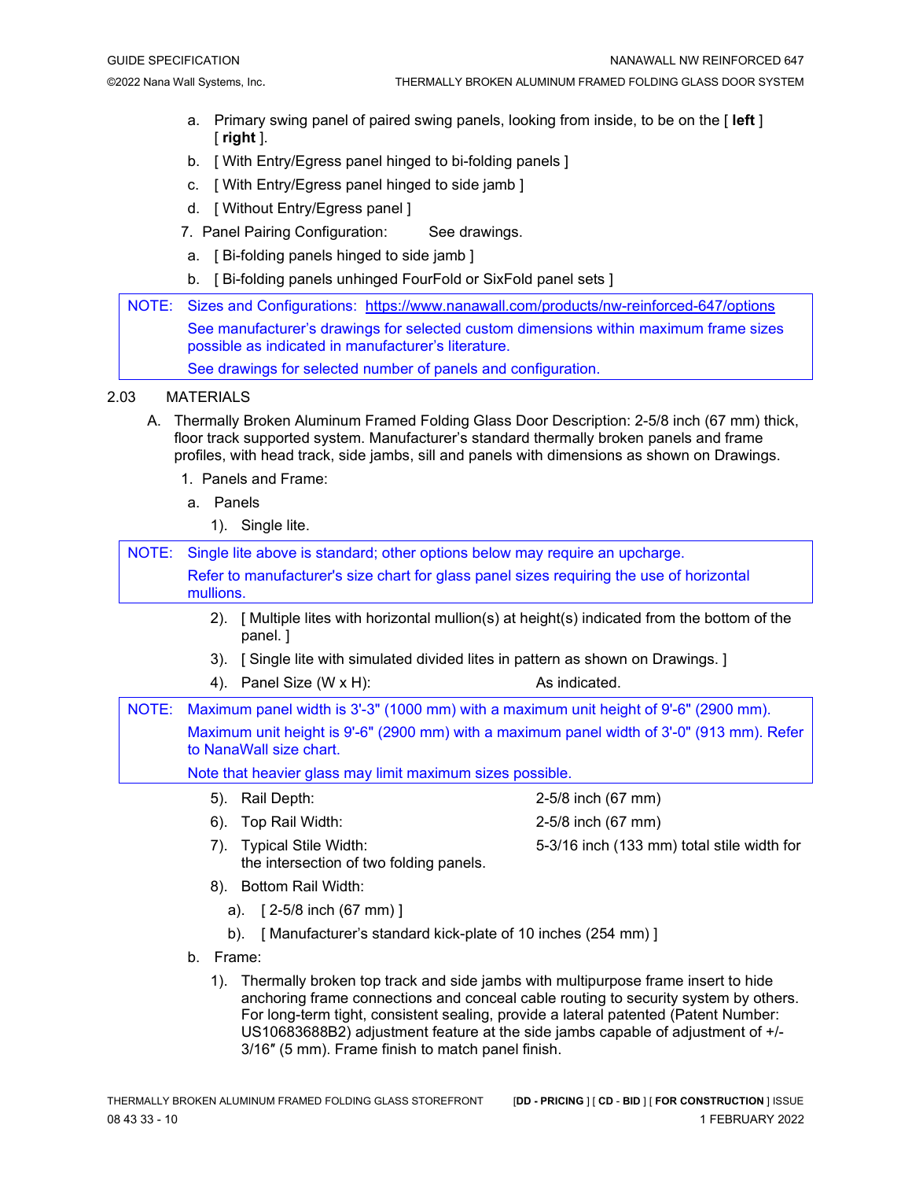a. Primary swing panel of paired swing panels, looking from inside, to be on the [ **left** ] [ **right** ].

b. [ With Entry/Egress panel hinged to bi-folding panels ]

c. [ With Entry/Egress panel hinged to side jamb ]

d. [ Without Entry/Egress panel ]

7. Panel Pairing Configuration: See drawings.

a. [ Bi-folding panels hinged to side jamb ]

b. [ Bi-folding panels unhinged FourFold or SixFold panel sets ]

> NOTE: Sizes and Configurations: https://www.nanawall.com/products/nw-reinforced-647/options
> See manufacturer's drawings for selected custom dimensions within maximum frame sizes possible as indicated in manufacturer's literature.
> See drawings for selected number of panels and configuration.

2.03 MATERIALS

A. Thermally Broken Aluminum Framed Folding Glass Door Description: 2-5/8 inch (67 mm) thick, floor track supported system. Manufacturer's standard thermally broken panels and frame profiles, with head track, side jambs, sill and panels with dimensions as shown on Drawings.

1. Panels and Frame:

a. Panels

1). Single lite.

> NOTE: Single lite above is standard; other options below may require an upcharge.
> Refer to manufacturer's size chart for glass panel sizes requiring the use of horizontal mullions.

2). [ Multiple lites with horizontal mullion(s) at height(s) indicated from the bottom of the panel. ]

3). [ Single lite with simulated divided lites in pattern as shown on Drawings. ]

4). Panel Size (W x H): As indicated.

> NOTE: Maximum panel width is 3'-3" (1000 mm) with a maximum unit height of 9'-6" (2900 mm).
> Maximum unit height is 9'-6" (2900 mm) with a maximum panel width of 3'-0" (913 mm). Refer to NanaWall size chart.
> Note that heavier glass may limit maximum sizes possible.

5). Rail Depth: 2-5/8 inch (67 mm)

6). Top Rail Width: 2-5/8 inch (67 mm)

7). Typical Stile Width: 5-3/16 inch (133 mm) total stile width for the intersection of two folding panels.

8). Bottom Rail Width:

a). [ 2-5/8 inch (67 mm) ]

b). [ Manufacturer's standard kick-plate of 10 inches (254 mm) ]

b. Frame:

1). Thermally broken top track and side jambs with multipurpose frame insert to hide anchoring frame connections and conceal cable routing to security system by others. For long-term tight, consistent sealing, provide a lateral patented (Patent Number: US10683688B2) adjustment feature at the side jambs capable of adjustment of +/- 3/16″ (5 mm). Frame finish to match panel finish.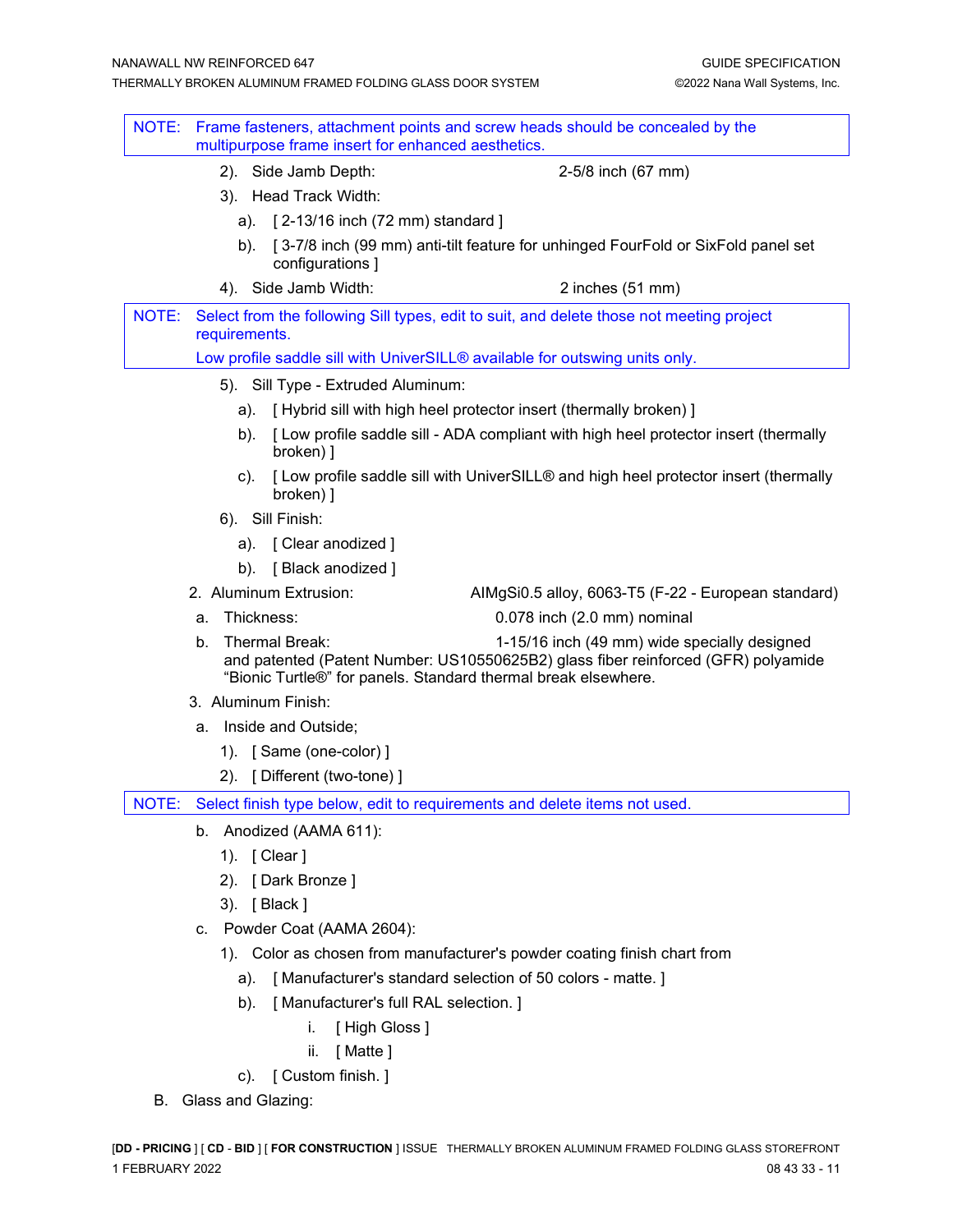NOTE: Frame fasteners, attachment points and screw heads should be concealed by the multipurpose frame insert for enhanced aesthetics.

2). Side Jamb Depth: 2-5/8 inch (67 mm)

3). Head Track Width:

a). [ 2-13/16 inch (72 mm) standard ]

b). [ 3-7/8 inch (99 mm) anti-tilt feature for unhinged FourFold or SixFold panel set configurations ]

4). Side Jamb Width: 2 inches (51 mm)

NOTE: Select from the following Sill types, edit to suit, and delete those not meeting project requirements.

Low profile saddle sill with UniverSILL® available for outswing units only.

5). Sill Type - Extruded Aluminum:

a). [ Hybrid sill with high heel protector insert (thermally broken) ]

b). [ Low profile saddle sill - ADA compliant with high heel protector insert (thermally broken) ]

c). [ Low profile saddle sill with UniverSILL® and high heel protector insert (thermally broken) ]

6). Sill Finish:

a). [ Clear anodized ]

b). [ Black anodized ]

2. Aluminum Extrusion: AlMgSi0.5 alloy, 6063-T5 (F-22 - European standard)

a. Thickness: 0.078 inch (2.0 mm) nominal

b. Thermal Break: 1-15/16 inch (49 mm) wide specially designed and patented (Patent Number: US10550625B2) glass fiber reinforced (GFR) polyamide "Bionic Turtle®" for panels. Standard thermal break elsewhere.

3. Aluminum Finish:

a. Inside and Outside;

1). [ Same (one-color) ]

2). [ Different (two-tone) ]

NOTE: Select finish type below, edit to requirements and delete items not used.

b. Anodized (AAMA 611):

1). [ Clear ]

2). [ Dark Bronze ]

3). [ Black ]

c. Powder Coat (AAMA 2604):

1). Color as chosen from manufacturer's powder coating finish chart from

a). [ Manufacturer's standard selection of 50 colors - matte. ]

b). [ Manufacturer's full RAL selection. ]

i. [ High Gloss ]

ii. [ Matte ]

c). [ Custom finish. ]

B. Glass and Glazing: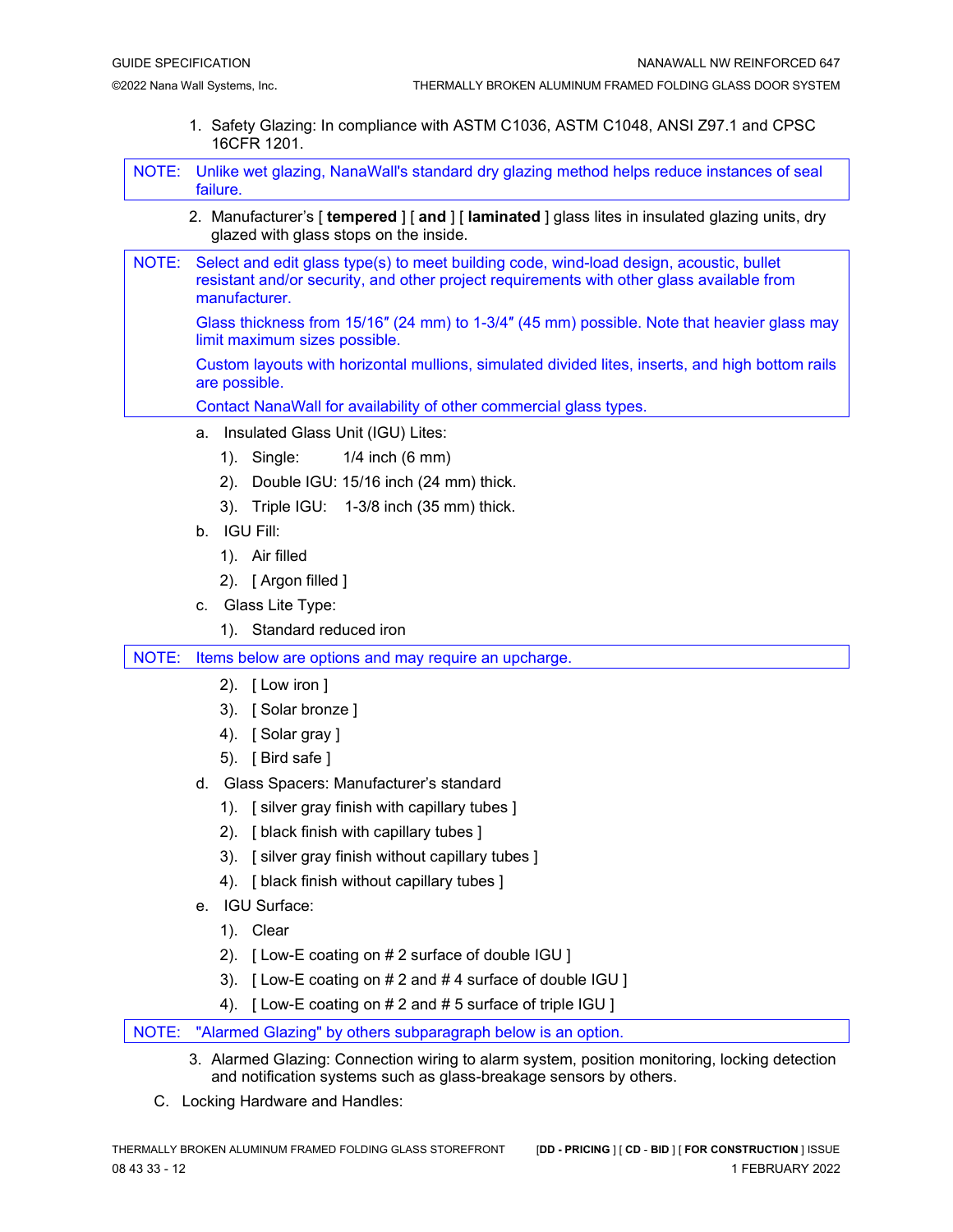1. Safety Glazing: In compliance with ASTM C1036, ASTM C1048, ANSI Z97.1 and CPSC 16CFR 1201.

NOTE: Unlike wet glazing, NanaWall's standard dry glazing method helps reduce instances of seal failure.

2. Manufacturer's [ **tempered** ] [ **and** ] [ **laminated** ] glass lites in insulated glazing units, dry glazed with glass stops on the inside.

NOTE: Select and edit glass type(s) to meet building code, wind-load design, acoustic, bullet resistant and/or security, and other project requirements with other glass available from manufacturer.

Glass thickness from 15/16″ (24 mm) to 1-3/4″ (45 mm) possible. Note that heavier glass may limit maximum sizes possible.

Custom layouts with horizontal mullions, simulated divided lites, inserts, and high bottom rails are possible.

Contact NanaWall for availability of other commercial glass types.

a. Insulated Glass Unit (IGU) Lites:
   1). Single: 1/4 inch (6 mm)
   2). Double IGU: 15/16 inch (24 mm) thick.
   3). Triple IGU: 1-3/8 inch (35 mm) thick.

b. IGU Fill:
   1). Air filled
   2). [ Argon filled ]

c. Glass Lite Type:
   1). Standard reduced iron

NOTE: Items below are options and may require an upcharge.

   2). [ Low iron ]
   3). [ Solar bronze ]
   4). [ Solar gray ]
   5). [ Bird safe ]

d. Glass Spacers: Manufacturer's standard
   1). [ silver gray finish with capillary tubes ]
   2). [ black finish with capillary tubes ]
   3). [ silver gray finish without capillary tubes ]
   4). [ black finish without capillary tubes ]

e. IGU Surface:
   1). Clear
   2). [ Low-E coating on # 2 surface of double IGU ]
   3). [ Low-E coating on # 2 and # 4 surface of double IGU ]
   4). [ Low-E coating on # 2 and # 5 surface of triple IGU ]

NOTE: "Alarmed Glazing" by others subparagraph below is an option.

3. Alarmed Glazing: Connection wiring to alarm system, position monitoring, locking detection and notification systems such as glass-breakage sensors by others.

C. Locking Hardware and Handles: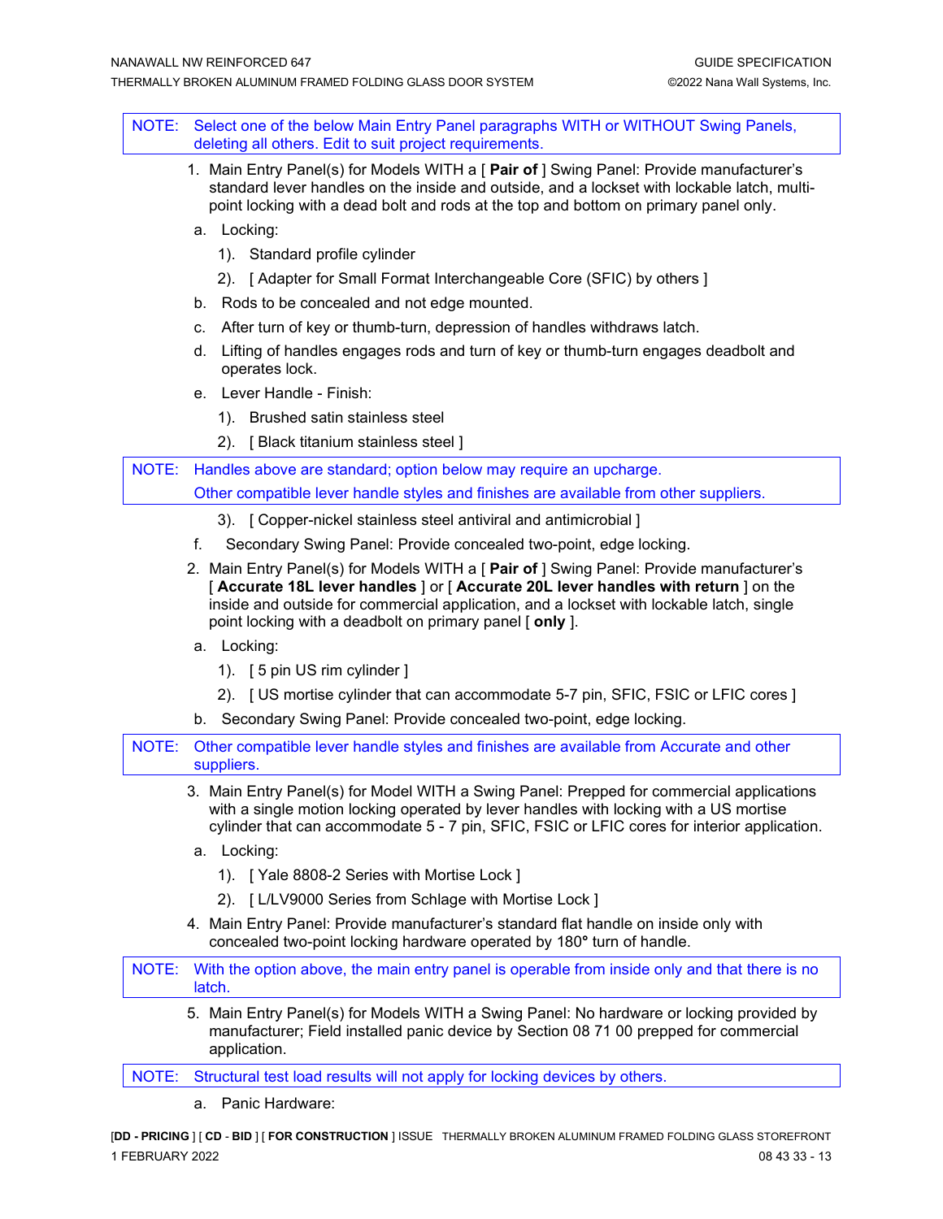NOTE: Select one of the below Main Entry Panel paragraphs WITH or WITHOUT Swing Panels, deleting all others. Edit to suit project requirements.

1. Main Entry Panel(s) for Models WITH a [ **Pair of** ] Swing Panel: Provide manufacturer's standard lever handles on the inside and outside, and a lockset with lockable latch, multi-point locking with a dead bolt and rods at the top and bottom on primary panel only.
   a. Locking:
      1). Standard profile cylinder
      2). [ Adapter for Small Format Interchangeable Core (SFIC) by others ]
   b. Rods to be concealed and not edge mounted.
   c. After turn of key or thumb-turn, depression of handles withdraws latch.
   d. Lifting of handles engages rods and turn of key or thumb-turn engages deadbolt and operates lock.
   e. Lever Handle - Finish:
      1). Brushed satin stainless steel
      2). [ Black titanium stainless steel ]

NOTE: Handles above are standard; option below may require an upcharge.
Other compatible lever handle styles and finishes are available from other suppliers.

      3). [ Copper-nickel stainless steel antiviral and antimicrobial ]
   f. Secondary Swing Panel: Provide concealed two-point, edge locking.
2. Main Entry Panel(s) for Models WITH a [ **Pair of** ] Swing Panel: Provide manufacturer's [ **Accurate 18L lever handles** ] or [ **Accurate 20L lever handles with return** ] on the inside and outside for commercial application, and a lockset with lockable latch, single point locking with a deadbolt on primary panel [ **only** ].
   a. Locking:
      1). [ 5 pin US rim cylinder ]
      2). [ US mortise cylinder that can accommodate 5-7 pin, SFIC, FSIC or LFIC cores ]
   b. Secondary Swing Panel: Provide concealed two-point, edge locking.

NOTE: Other compatible lever handle styles and finishes are available from Accurate and other suppliers.

3. Main Entry Panel(s) for Model WITH a Swing Panel: Prepped for commercial applications with a single motion locking operated by lever handles with locking with a US mortise cylinder that can accommodate 5 - 7 pin, SFIC, FSIC or LFIC cores for interior application.
   a. Locking:
      1). [ Yale 8808-2 Series with Mortise Lock ]
      2). [ L/LV9000 Series from Schlage with Mortise Lock ]
4. Main Entry Panel: Provide manufacturer's standard flat handle on inside only with concealed two-point locking hardware operated by 180° turn of handle.

NOTE: With the option above, the main entry panel is operable from inside only and that there is no latch.

5. Main Entry Panel(s) for Models WITH a Swing Panel: No hardware or locking provided by manufacturer; Field installed panic device by Section 08 71 00 prepped for commercial application.

NOTE: Structural test load results will not apply for locking devices by others.

   a. Panic Hardware: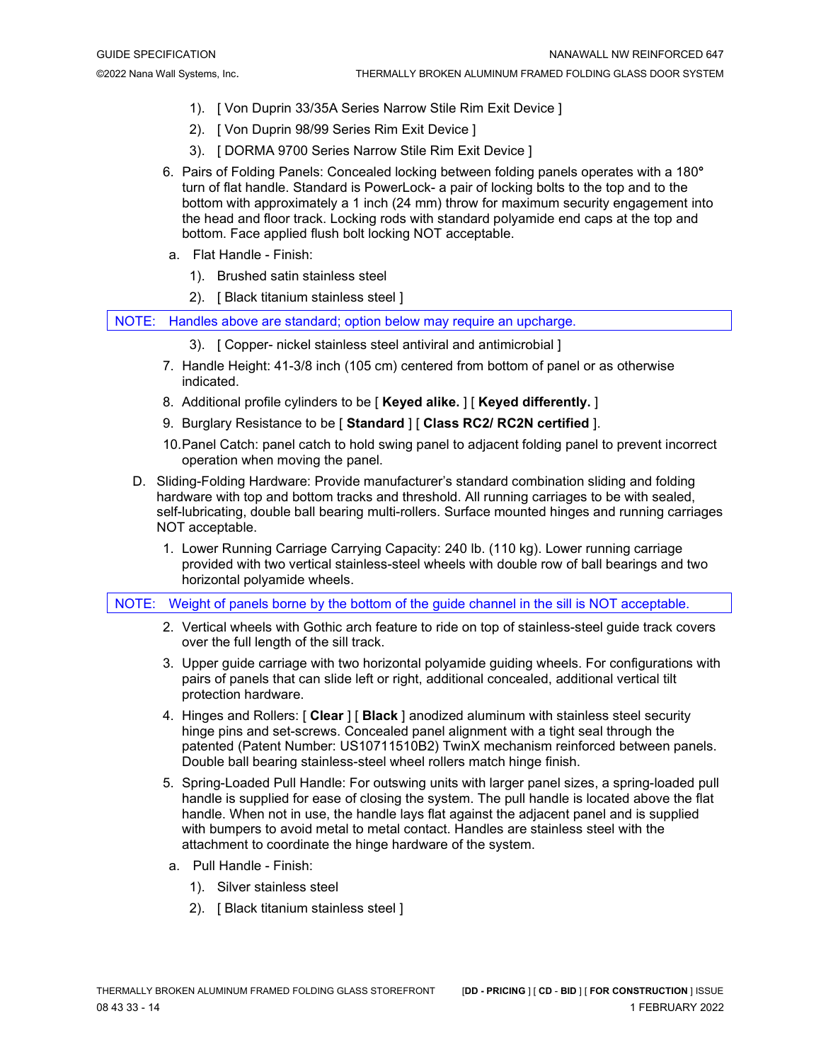1). [ Von Duprin 33/35A Series Narrow Stile Rim Exit Device ]

2). [ Von Duprin 98/99 Series Rim Exit Device ]

3). [ DORMA 9700 Series Narrow Stile Rim Exit Device ]

6. Pairs of Folding Panels: Concealed locking between folding panels operates with a 180° turn of flat handle. Standard is PowerLock- a pair of locking bolts to the top and to the bottom with approximately a 1 inch (24 mm) throw for maximum security engagement into the head and floor track. Locking rods with standard polyamide end caps at the top and bottom. Face applied flush bolt locking NOT acceptable.

   a. Flat Handle - Finish:

      1). Brushed satin stainless steel

      2). [ Black titanium stainless steel ]

NOTE: Handles above are standard; option below may require an upcharge.

      3). [ Copper- nickel stainless steel antiviral and antimicrobial ]

7. Handle Height: 41-3/8 inch (105 cm) centered from bottom of panel or as otherwise indicated.

8. Additional profile cylinders to be [ **Keyed alike.** ] [ **Keyed differently.** ]

9. Burglary Resistance to be [ **Standard** ] [ **Class RC2/ RC2N certified** ].

10. Panel Catch: panel catch to hold swing panel to adjacent folding panel to prevent incorrect operation when moving the panel.

D. Sliding-Folding Hardware: Provide manufacturer's standard combination sliding and folding hardware with top and bottom tracks and threshold. All running carriages to be with sealed, self-lubricating, double ball bearing multi-rollers. Surface mounted hinges and running carriages NOT acceptable.

1. Lower Running Carriage Carrying Capacity: 240 lb. (110 kg). Lower running carriage provided with two vertical stainless-steel wheels with double row of ball bearings and two horizontal polyamide wheels.

NOTE: Weight of panels borne by the bottom of the guide channel in the sill is NOT acceptable.

2. Vertical wheels with Gothic arch feature to ride on top of stainless-steel guide track covers over the full length of the sill track.

3. Upper guide carriage with two horizontal polyamide guiding wheels. For configurations with pairs of panels that can slide left or right, additional concealed, additional vertical tilt protection hardware.

4. Hinges and Rollers: [ **Clear** ] [ **Black** ] anodized aluminum with stainless steel security hinge pins and set-screws. Concealed panel alignment with a tight seal through the patented (Patent Number: US10711510B2) TwinX mechanism reinforced between panels. Double ball bearing stainless-steel wheel rollers match hinge finish.

5. Spring-Loaded Pull Handle: For outswing units with larger panel sizes, a spring-loaded pull handle is supplied for ease of closing the system. The pull handle is located above the flat handle. When not in use, the handle lays flat against the adjacent panel and is supplied with bumpers to avoid metal to metal contact. Handles are stainless steel with the attachment to coordinate the hinge hardware of the system.

   a. Pull Handle - Finish:

      1). Silver stainless steel

      2). [ Black titanium stainless steel ]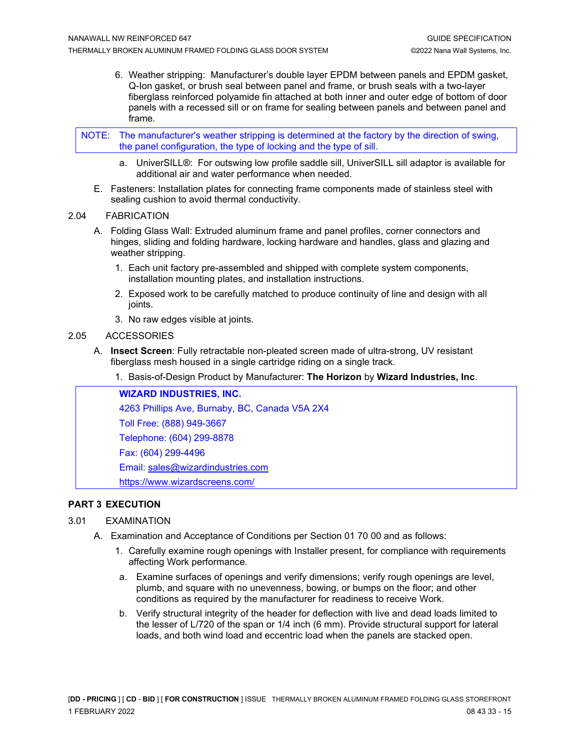6. Weather stripping: Manufacturer's double layer EPDM between panels and EPDM gasket, Q-lon gasket, or brush seal between panel and frame, or brush seals with a two-layer fiberglass reinforced polyamide fin attached at both inner and outer edge of bottom of door panels with a recessed sill or on frame for sealing between panels and between panel and frame.

> NOTE: The manufacturer's weather stripping is determined at the factory by the direction of swing, the panel configuration, the type of locking and the type of sill.

   a. UniverSILL®: For outswing low profile saddle sill, UniverSILL sill adaptor is available for additional air and water performance when needed.

E. Fasteners: Installation plates for connecting frame components made of stainless steel with sealing cushion to avoid thermal conductivity.

2.04 FABRICATION

A. Folding Glass Wall: Extruded aluminum frame and panel profiles, corner connectors and hinges, sliding and folding hardware, locking hardware and handles, glass and glazing and weather stripping.

1. Each unit factory pre-assembled and shipped with complete system components, installation mounting plates, and installation instructions.
2. Exposed work to be carefully matched to produce continuity of line and design with all joints.
3. No raw edges visible at joints.

2.05 ACCESSORIES

A. **Insect Screen**: Fully retractable non-pleated screen made of ultra-strong, UV resistant fiberglass mesh housed in a single cartridge riding on a single track.

1. Basis-of-Design Product by Manufacturer: **The Horizon** by **Wizard Industries, Inc**.

> **WIZARD INDUSTRIES, INC.**
>
> 4263 Phillips Ave, Burnaby, BC, Canada V5A 2X4
>
> Toll Free: (888) 949-3667
>
> Telephone: (604) 299-8878
>
> Fax: (604) 299-4496
>
> Email: sales@wizardindustries.com
>
> https://www.wizardscreens.com/

## PART 3 EXECUTION

3.01 EXAMINATION

A. Examination and Acceptance of Conditions per Section 01 70 00 and as follows:

1. Carefully examine rough openings with Installer present, for compliance with requirements affecting Work performance.

   a. Examine surfaces of openings and verify dimensions; verify rough openings are level, plumb, and square with no unevenness, bowing, or bumps on the floor; and other conditions as required by the manufacturer for readiness to receive Work.

   b. Verify structural integrity of the header for deflection with live and dead loads limited to the lesser of L/720 of the span or 1/4 inch (6 mm). Provide structural support for lateral loads, and both wind load and eccentric load when the panels are stacked open.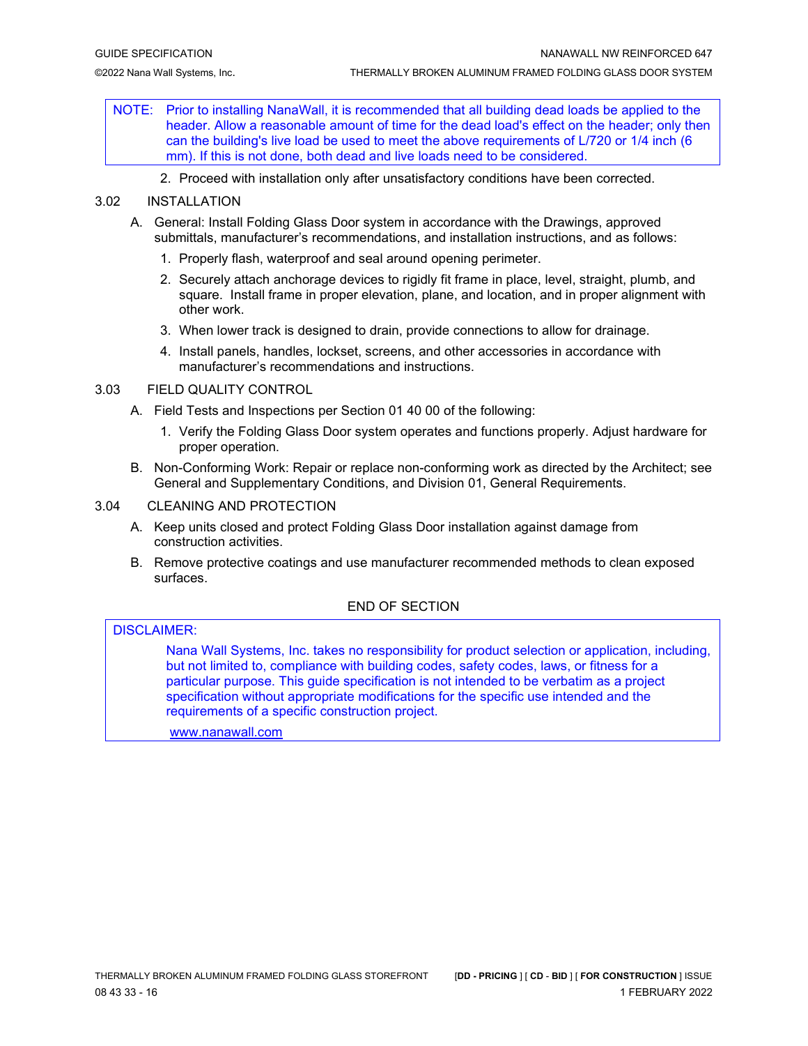NOTE: Prior to installing NanaWall, it is recommended that all building dead loads be applied to the header. Allow a reasonable amount of time for the dead load's effect on the header; only then can the building's live load be used to meet the above requirements of L/720 or 1/4 inch (6 mm). If this is not done, both dead and live loads need to be considered.

2. Proceed with installation only after unsatisfactory conditions have been corrected.

## 3.02 INSTALLATION

A. General: Install Folding Glass Door system in accordance with the Drawings, approved submittals, manufacturer's recommendations, and installation instructions, and as follows:

1. Properly flash, waterproof and seal around opening perimeter.
2. Securely attach anchorage devices to rigidly fit frame in place, level, straight, plumb, and square. Install frame in proper elevation, plane, and location, and in proper alignment with other work.
3. When lower track is designed to drain, provide connections to allow for drainage.
4. Install panels, handles, lockset, screens, and other accessories in accordance with manufacturer's recommendations and instructions.

## 3.03 FIELD QUALITY CONTROL

A. Field Tests and Inspections per Section 01 40 00 of the following:

1. Verify the Folding Glass Door system operates and functions properly. Adjust hardware for proper operation.

B. Non-Conforming Work: Repair or replace non-conforming work as directed by the Architect; see General and Supplementary Conditions, and Division 01, General Requirements.

## 3.04 CLEANING AND PROTECTION

A. Keep units closed and protect Folding Glass Door installation against damage from construction activities.

B. Remove protective coatings and use manufacturer recommended methods to clean exposed surfaces.

END OF SECTION

DISCLAIMER:

Nana Wall Systems, Inc. takes no responsibility for product selection or application, including, but not limited to, compliance with building codes, safety codes, laws, or fitness for a particular purpose. This guide specification is not intended to be verbatim as a project specification without appropriate modifications for the specific use intended and the requirements of a specific construction project.

www.nanawall.com